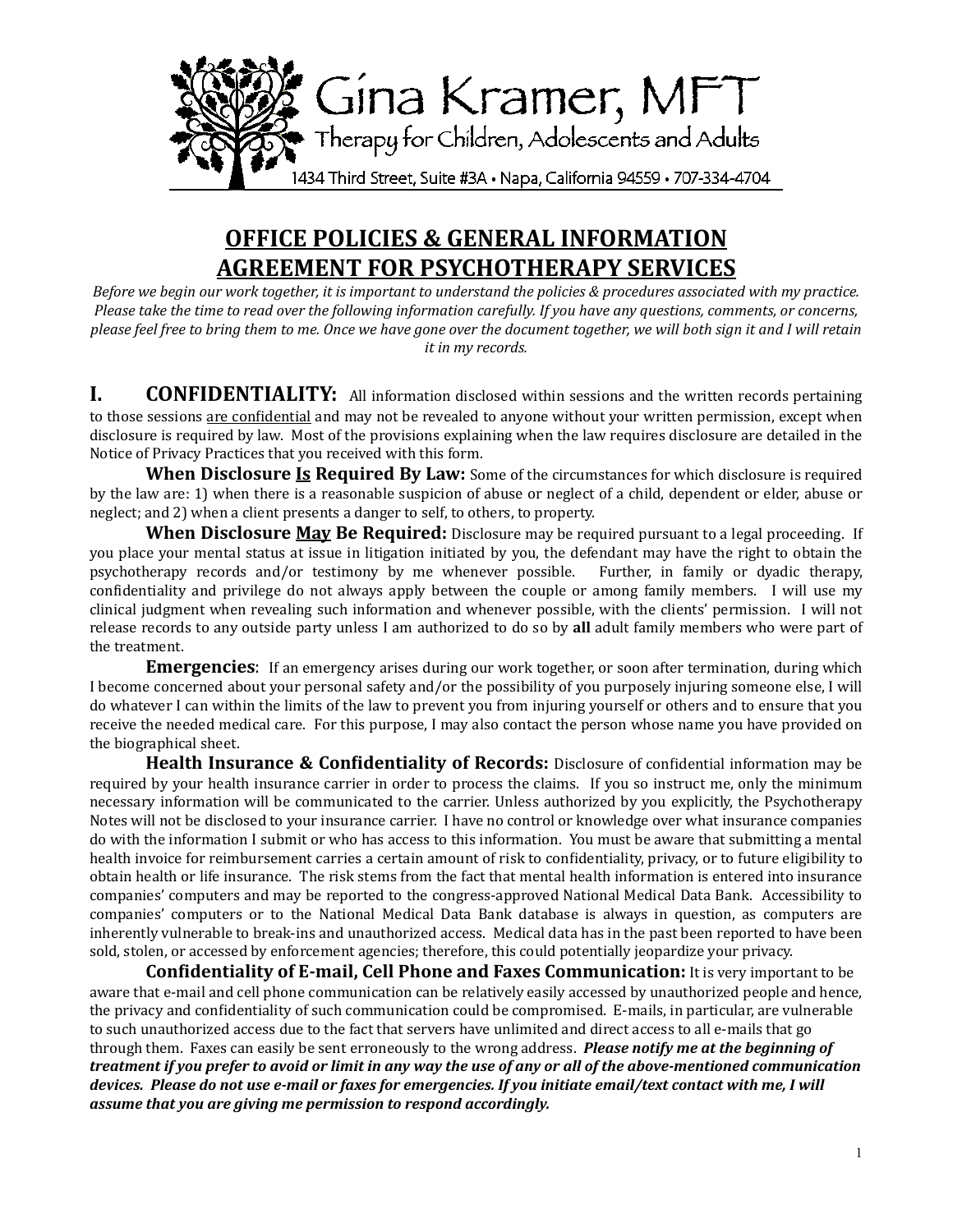Gina Kramer, MFT

Therapy for Children, Adolescents and Adults

1434 Third Street, Suite #3A • Napa, California 94559 • 707-334-4704

# OFFICE POLICIES & GENERAL INFORMATION
# AGREEMENT FOR PSYCHOTHERAPY SERVICES

*Before we begin our work together, it is important to understand the policies & procedures associated with my practice. Please take the time to read over the following information carefully. If you have any questions, comments, or concerns, please feel free to bring them to me. Once we have gone over the document together, we will both sign it and I will retain it in my records.*

## I. CONFIDENTIALITY:

All information disclosed within sessions and the written records pertaining to those sessions are confidential and may not be revealed to anyone without your written permission, except when disclosure is required by law. Most of the provisions explaining when the law requires disclosure are detailed in the Notice of Privacy Practices that you received with this form.

**When Disclosure Is Required By Law:** Some of the circumstances for which disclosure is required by the law are: 1) when there is a reasonable suspicion of abuse or neglect of a child, dependent or elder, abuse or neglect; and 2) when a client presents a danger to self, to others, to property.

**When Disclosure May Be Required:** Disclosure may be required pursuant to a legal proceeding. If you place your mental status at issue in litigation initiated by you, the defendant may have the right to obtain the psychotherapy records and/or testimony by me whenever possible. Further, in family or dyadic therapy, confidentiality and privilege do not always apply between the couple or among family members. I will use my clinical judgment when revealing such information and whenever possible, with the clients' permission. I will not release records to any outside party unless I am authorized to do so by **all** adult family members who were part of the treatment.

**Emergencies**: If an emergency arises during our work together, or soon after termination, during which I become concerned about your personal safety and/or the possibility of you purposely injuring someone else, I will do whatever I can within the limits of the law to prevent you from injuring yourself or others and to ensure that you receive the needed medical care. For this purpose, I may also contact the person whose name you have provided on the biographical sheet.

**Health Insurance & Confidentiality of Records:** Disclosure of confidential information may be required by your health insurance carrier in order to process the claims. If you so instruct me, only the minimum necessary information will be communicated to the carrier. Unless authorized by you explicitly, the Psychotherapy Notes will not be disclosed to your insurance carrier. I have no control or knowledge over what insurance companies do with the information I submit or who has access to this information. You must be aware that submitting a mental health invoice for reimbursement carries a certain amount of risk to confidentiality, privacy, or to future eligibility to obtain health or life insurance. The risk stems from the fact that mental health information is entered into insurance companies' computers and may be reported to the congress-approved National Medical Data Bank. Accessibility to companies' computers or to the National Medical Data Bank database is always in question, as computers are inherently vulnerable to break-ins and unauthorized access. Medical data has in the past been reported to have been sold, stolen, or accessed by enforcement agencies; therefore, this could potentially jeopardize your privacy.

**Confidentiality of E-mail, Cell Phone and Faxes Communication:** It is very important to be aware that e-mail and cell phone communication can be relatively easily accessed by unauthorized people and hence, the privacy and confidentiality of such communication could be compromised. E-mails, in particular, are vulnerable to such unauthorized access due to the fact that servers have unlimited and direct access to all e-mails that go through them. Faxes can easily be sent erroneously to the wrong address. ***Please notify me at the beginning of treatment if you prefer to avoid or limit in any way the use of any or all of the above-mentioned communication devices. Please do not use e-mail or faxes for emergencies. If you initiate email/text contact with me, I will assume that you are giving me permission to respond accordingly.***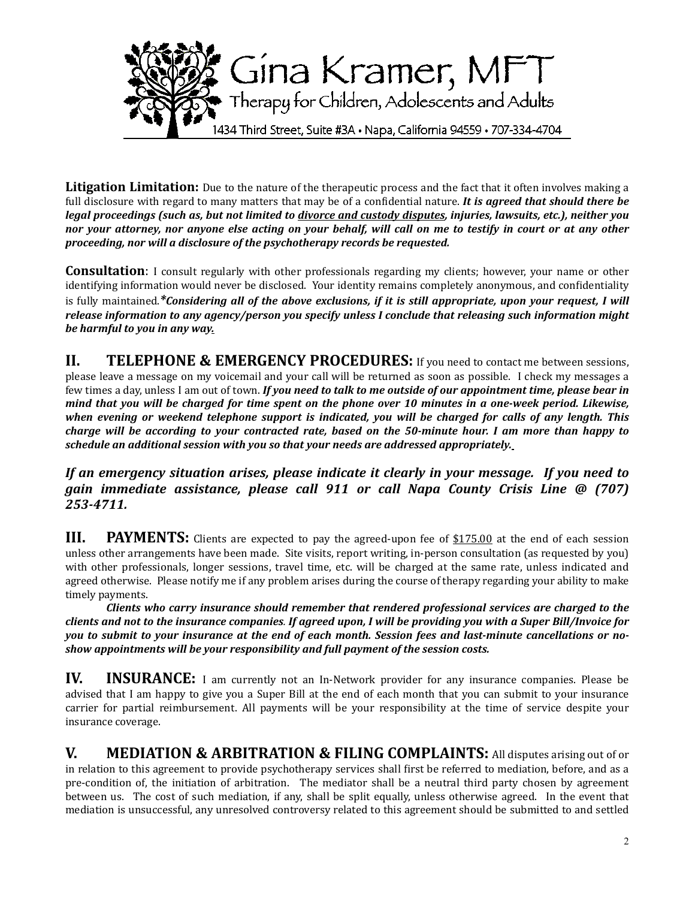**Litigation Limitation:** Due to the nature of the therapeutic process and the fact that it often involves making a full disclosure with regard to many matters that may be of a confidential nature. ***It is agreed that should there be legal proceedings (such as, but not limited to <u>divorce and custody disputes</u>, injuries, lawsuits, etc.), neither you nor your attorney, nor anyone else acting on your behalf, will call on me to testify in court or at any other proceeding, nor will a disclosure of the psychotherapy records be requested.***

**Consultation**: I consult regularly with other professionals regarding my clients; however, your name or other identifying information would never be disclosed. Your identity remains completely anonymous, and confidentiality is fully maintained.***\*Considering all of the above exclusions, if it is still appropriate, upon your request, I will release information to any agency/person you specify unless I conclude that releasing such information might be harmful to you in any way.***

## II. TELEPHONE & EMERGENCY PROCEDURES:

If you need to contact me between sessions, please leave a message on my voicemail and your call will be returned as soon as possible. I check my messages a few times a day, unless I am out of town. ***If you need to talk to me outside of our appointment time, please bear in mind that you will be charged for time spent on the phone over 10 minutes in a one-week period. Likewise, when evening or weekend telephone support is indicated, you will be charged for calls of any length. This charge will be according to your contracted rate, based on the 50-minute hour. I am more than happy to schedule an additional session with you so that your needs are addressed appropriately.***

***If an emergency situation arises, please indicate it clearly in your message. If you need to gain immediate assistance, please call 911 or call Napa County Crisis Line @ (707) 253-4711.***

## III. PAYMENTS:

Clients are expected to pay the agreed-upon fee of <u>$175.00</u> at the end of each session unless other arrangements have been made. Site visits, report writing, in-person consultation (as requested by you) with other professionals, longer sessions, travel time, etc. will be charged at the same rate, unless indicated and agreed otherwise. Please notify me if any problem arises during the course of therapy regarding your ability to make timely payments.

***Clients who carry insurance should remember that rendered professional services are charged to the clients and not to the insurance companies. If agreed upon, I will be providing you with a Super Bill/Invoice for you to submit to your insurance at the end of each month. Session fees and last-minute cancellations or no-show appointments will be your responsibility and full payment of the session costs.***

## IV. INSURANCE:

I am currently not an In-Network provider for any insurance companies. Please be advised that I am happy to give you a Super Bill at the end of each month that you can submit to your insurance carrier for partial reimbursement. All payments will be your responsibility at the time of service despite your insurance coverage.

## V. MEDIATION & ARBITRATION & FILING COMPLAINTS:

All disputes arising out of or in relation to this agreement to provide psychotherapy services shall first be referred to mediation, before, and as a pre-condition of, the initiation of arbitration. The mediator shall be a neutral third party chosen by agreement between us. The cost of such mediation, if any, shall be split equally, unless otherwise agreed. In the event that mediation is unsuccessful, any unresolved controversy related to this agreement should be submitted to and settled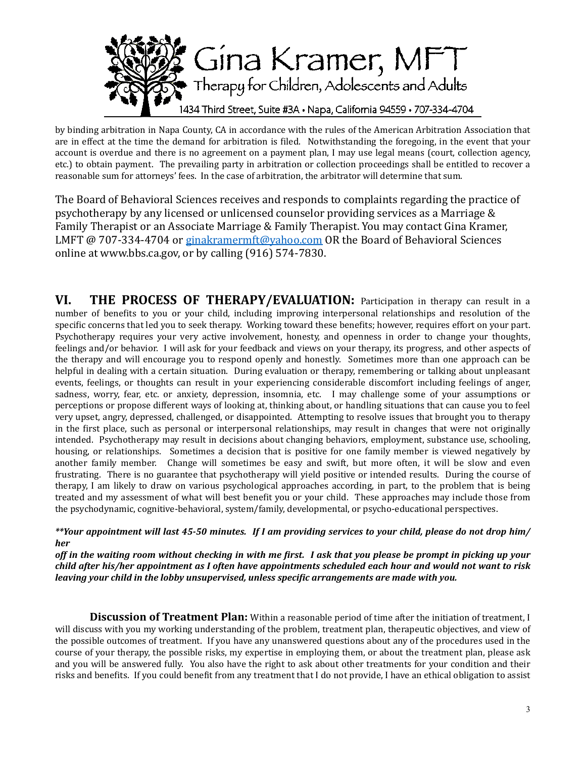by binding arbitration in Napa County, CA in accordance with the rules of the American Arbitration Association that are in effect at the time the demand for arbitration is filed. Notwithstanding the foregoing, in the event that your account is overdue and there is no agreement on a payment plan, I may use legal means (court, collection agency, etc.) to obtain payment. The prevailing party in arbitration or collection proceedings shall be entitled to recover a reasonable sum for attorneys' fees. In the case of arbitration, the arbitrator will determine that sum.

The Board of Behavioral Sciences receives and responds to complaints regarding the practice of psychotherapy by any licensed or unlicensed counselor providing services as a Marriage & Family Therapist or an Associate Marriage & Family Therapist. You may contact Gina Kramer, LMFT @ 707-334-4704 or [ginakramermft@yahoo.com](mailto:ginakramermft@yahoo.com) OR the Board of Behavioral Sciences online at www.bbs.ca.gov, or by calling (916) 574-7830.

**VI. THE PROCESS OF THERAPY/EVALUATION:** Participation in therapy can result in a number of benefits to you or your child, including improving interpersonal relationships and resolution of the specific concerns that led you to seek therapy. Working toward these benefits; however, requires effort on your part. Psychotherapy requires your very active involvement, honesty, and openness in order to change your thoughts, feelings and/or behavior. I will ask for your feedback and views on your therapy, its progress, and other aspects of the therapy and will encourage you to respond openly and honestly. Sometimes more than one approach can be helpful in dealing with a certain situation. During evaluation or therapy, remembering or talking about unpleasant events, feelings, or thoughts can result in your experiencing considerable discomfort including feelings of anger, sadness, worry, fear, etc. or anxiety, depression, insomnia, etc. I may challenge some of your assumptions or perceptions or propose different ways of looking at, thinking about, or handling situations that can cause you to feel very upset, angry, depressed, challenged, or disappointed. Attempting to resolve issues that brought you to therapy in the first place, such as personal or interpersonal relationships, may result in changes that were not originally intended. Psychotherapy may result in decisions about changing behaviors, employment, substance use, schooling, housing, or relationships. Sometimes a decision that is positive for one family member is viewed negatively by another family member. Change will sometimes be easy and swift, but more often, it will be slow and even frustrating. There is no guarantee that psychotherapy will yield positive or intended results. During the course of therapy, I am likely to draw on various psychological approaches according, in part, to the problem that is being treated and my assessment of what will best benefit you or your child. These approaches may include those from the psychodynamic, cognitive-behavioral, system/family, developmental, or psycho-educational perspectives.

***\*\*Your appointment will last 45-50 minutes. If I am providing services to your child, please do not drop him/her off in the waiting room without checking in with me first. I ask that you please be prompt in picking up your child after his/her appointment as I often have appointments scheduled each hour and would not want to risk leaving your child in the lobby unsupervised, unless specific arrangements are made with you.***

**Discussion of Treatment Plan:** Within a reasonable period of time after the initiation of treatment, I will discuss with you my working understanding of the problem, treatment plan, therapeutic objectives, and view of the possible outcomes of treatment. If you have any unanswered questions about any of the procedures used in the course of your therapy, the possible risks, my expertise in employing them, or about the treatment plan, please ask and you will be answered fully. You also have the right to ask about other treatments for your condition and their risks and benefits. If you could benefit from any treatment that I do not provide, I have an ethical obligation to assist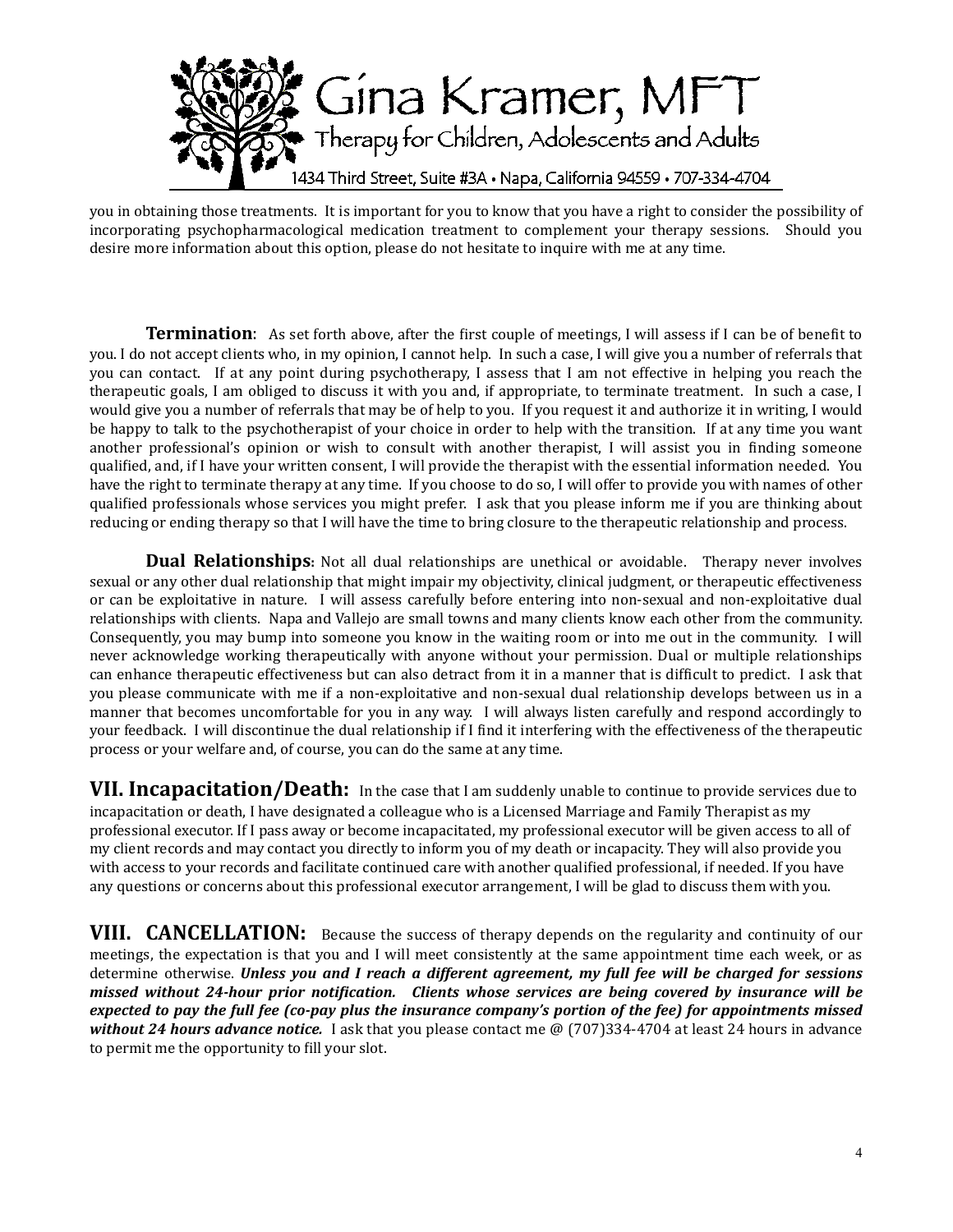you in obtaining those treatments. It is important for you to know that you have a right to consider the possibility of incorporating psychopharmacological medication treatment to complement your therapy sessions. Should you desire more information about this option, please do not hesitate to inquire with me at any time.

**Termination**: As set forth above, after the first couple of meetings, I will assess if I can be of benefit to you. I do not accept clients who, in my opinion, I cannot help. In such a case, I will give you a number of referrals that you can contact. If at any point during psychotherapy, I assess that I am not effective in helping you reach the therapeutic goals, I am obliged to discuss it with you and, if appropriate, to terminate treatment. In such a case, I would give you a number of referrals that may be of help to you. If you request it and authorize it in writing, I would be happy to talk to the psychotherapist of your choice in order to help with the transition. If at any time you want another professional's opinion or wish to consult with another therapist, I will assist you in finding someone qualified, and, if I have your written consent, I will provide the therapist with the essential information needed. You have the right to terminate therapy at any time. If you choose to do so, I will offer to provide you with names of other qualified professionals whose services you might prefer. I ask that you please inform me if you are thinking about reducing or ending therapy so that I will have the time to bring closure to the therapeutic relationship and process.

**Dual Relationships:** Not all dual relationships are unethical or avoidable. Therapy never involves sexual or any other dual relationship that might impair my objectivity, clinical judgment, or therapeutic effectiveness or can be exploitative in nature. I will assess carefully before entering into non-sexual and non-exploitative dual relationships with clients. Napa and Vallejo are small towns and many clients know each other from the community. Consequently, you may bump into someone you know in the waiting room or into me out in the community. I will never acknowledge working therapeutically with anyone without your permission. Dual or multiple relationships can enhance therapeutic effectiveness but can also detract from it in a manner that is difficult to predict. I ask that you please communicate with me if a non-exploitative and non-sexual dual relationship develops between us in a manner that becomes uncomfortable for you in any way. I will always listen carefully and respond accordingly to your feedback. I will discontinue the dual relationship if I find it interfering with the effectiveness of the therapeutic process or your welfare and, of course, you can do the same at any time.

## VII. Incapacitation/Death:

In the case that I am suddenly unable to continue to provide services due to incapacitation or death, I have designated a colleague who is a Licensed Marriage and Family Therapist as my professional executor. If I pass away or become incapacitated, my professional executor will be given access to all of my client records and may contact you directly to inform you of my death or incapacity. They will also provide you with access to your records and facilitate continued care with another qualified professional, if needed. If you have any questions or concerns about this professional executor arrangement, I will be glad to discuss them with you.

## VIII. CANCELLATION:

Because the success of therapy depends on the regularity and continuity of our meetings, the expectation is that you and I will meet consistently at the same appointment time each week, or as determine otherwise. ***Unless you and I reach a different agreement, my full fee will be charged for sessions missed without 24-hour prior notification. Clients whose services are being covered by insurance will be expected to pay the full fee (co-pay plus the insurance company's portion of the fee) for appointments missed without 24 hours advance notice.*** I ask that you please contact me @ (707)334-4704 at least 24 hours in advance to permit me the opportunity to fill your slot.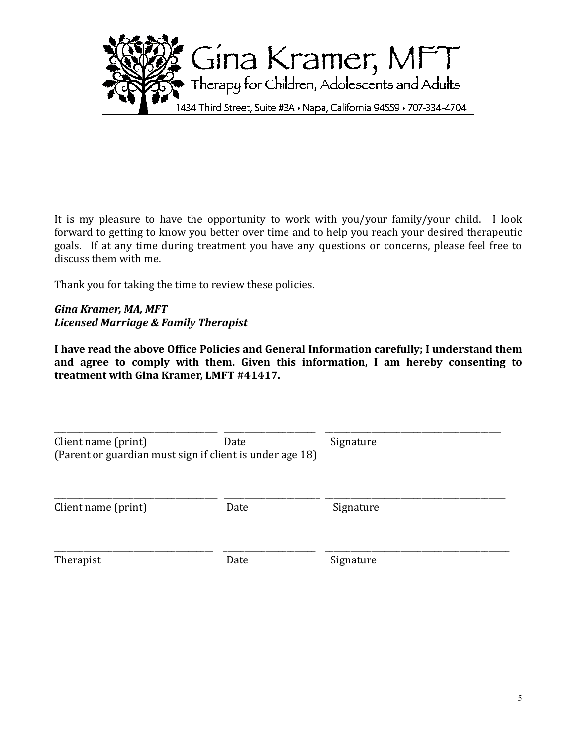# Gina Kramer, MFT

Therapy for Children, Adolescents and Adults

1434 Third Street, Suite #3A • Napa, California 94559 • 707-334-4704

It is my pleasure to have the opportunity to work with you/your family/your child. I look forward to getting to know you better over time and to help you reach your desired therapeutic goals. If at any time during treatment you have any questions or concerns, please feel free to discuss them with me.

Thank you for taking the time to review these policies.

***Gina Kramer, MA, MFT***
***Licensed Marriage & Family Therapist***

**I have read the above Office Policies and General Information carefully; I understand them and agree to comply with them. Given this information, I am hereby consenting to treatment with Gina Kramer, LMFT #41417.**

\_\_\_\_\_\_\_\_\_\_\_\_\_\_\_\_\_\_\_\_\_\_\_\_\_\_\_\_\_\_ \_\_\_\_\_\_\_\_\_\_\_\_\_\_\_\_ \_\_\_\_\_\_\_\_\_\_\_\_\_\_\_\_\_\_\_\_\_\_\_\_\_\_\_\_\_\_
Client name (print) Date Signature
(Parent or guardian must sign if client is under age 18)

\_\_\_\_\_\_\_\_\_\_\_\_\_\_\_\_\_\_\_\_\_\_\_\_\_\_\_\_\_\_ \_\_\_\_\_\_\_\_\_\_\_\_\_\_\_\_ \_\_\_\_\_\_\_\_\_\_\_\_\_\_\_\_\_\_\_\_\_\_\_\_\_\_\_\_\_\_
Client name (print) Date Signature

\_\_\_\_\_\_\_\_\_\_\_\_\_\_\_\_\_\_\_\_\_\_\_\_\_\_\_\_\_\_ \_\_\_\_\_\_\_\_\_\_\_\_\_\_\_\_ \_\_\_\_\_\_\_\_\_\_\_\_\_\_\_\_\_\_\_\_\_\_\_\_\_\_\_\_\_\_
Therapist Date Signature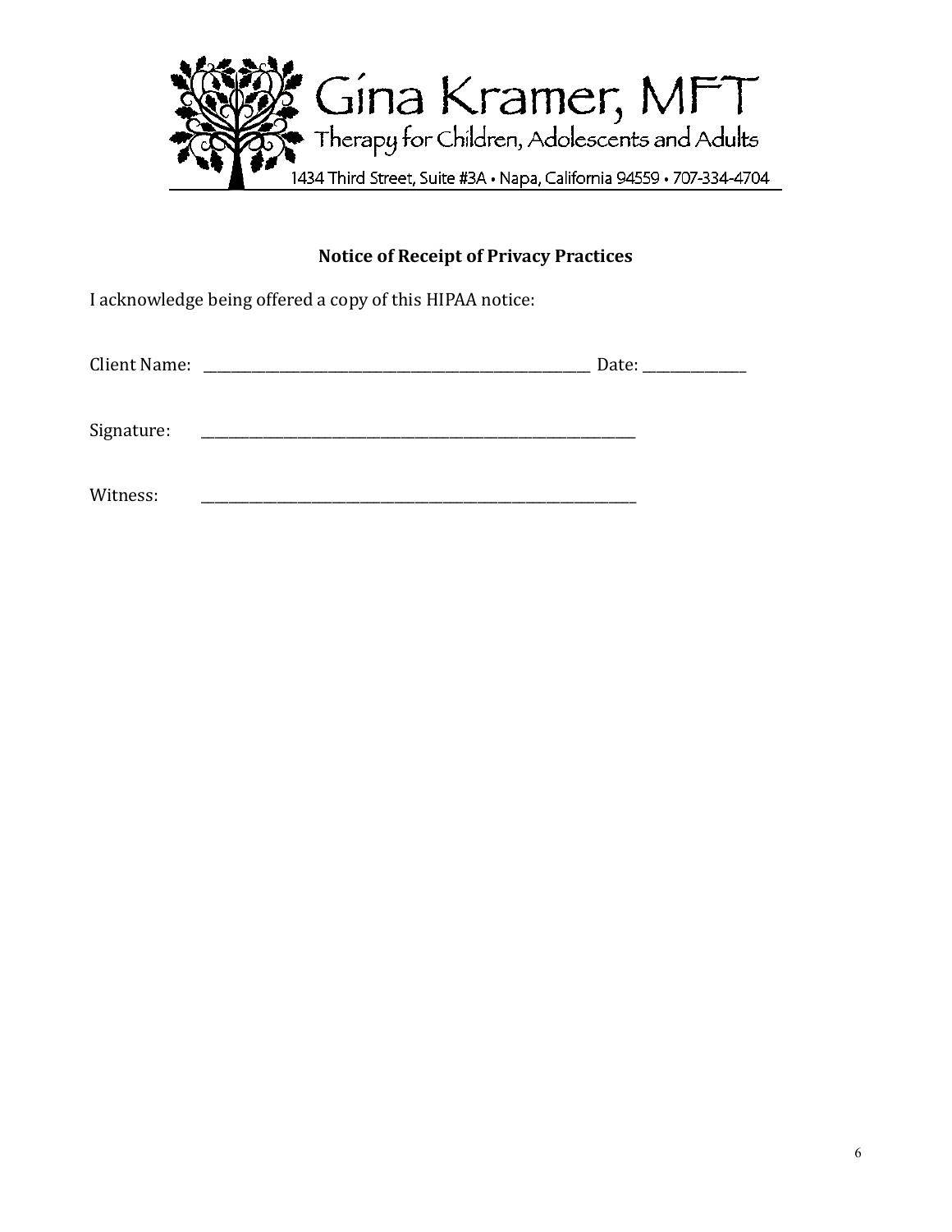Gina Kramer, MFT

Therapy for Children, Adolescents and Adults

1434 Third Street, Suite #3A • Napa, California 94559 • 707-334-4704

## Notice of Receipt of Privacy Practices

I acknowledge being offered a copy of this HIPAA notice:

Client Name: ____________________________________________________________ Date: _______________

Signature: ____________________________________________________________________

Witness: ____________________________________________________________________